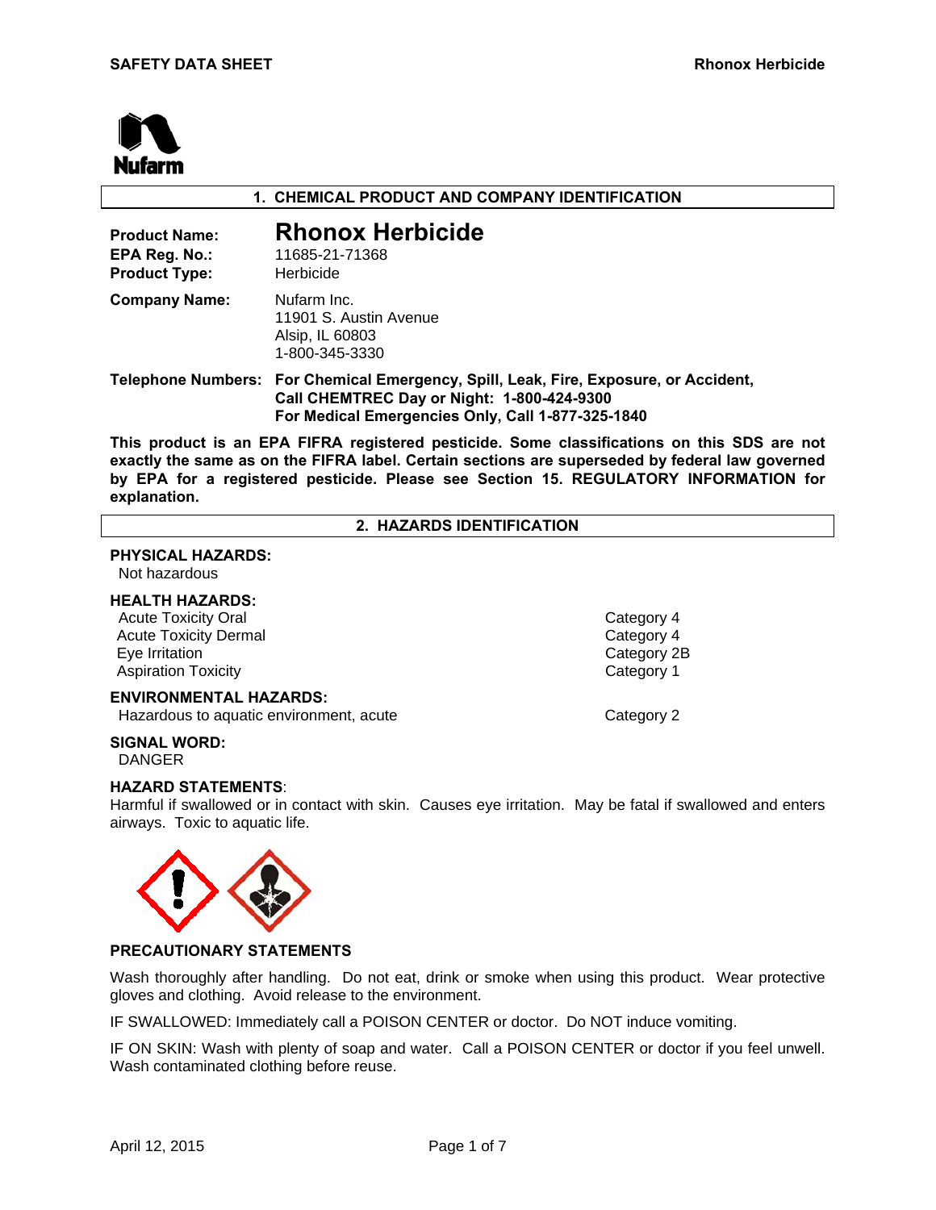## 1. CHEMICAL PRODUCT AND COMPANY IDENTIFICATION

**Product Name:** **Rhonox Herbicide**
**EPA Reg. No.:** 11685-21-71368
**Product Type:** Herbicide

**Company Name:** Nufarm Inc.
11901 S. Austin Avenue
Alsip, IL 60803
1-800-345-3330

**Telephone Numbers:** **For Chemical Emergency, Spill, Leak, Fire, Exposure, or Accident, Call CHEMTREC Day or Night: 1-800-424-9300**
**For Medical Emergencies Only, Call 1-877-325-1840**

**This product is an EPA FIFRA registered pesticide. Some classifications on this SDS are not exactly the same as on the FIFRA label. Certain sections are superseded by federal law governed by EPA for a registered pesticide. Please see Section 15. REGULATORY INFORMATION for explanation.**

## 2. HAZARDS IDENTIFICATION

**PHYSICAL HAZARDS:**
Not hazardous

**HEALTH HAZARDS:**

| | |
|---|---|
| Acute Toxicity Oral | Category 4 |
| Acute Toxicity Dermal | Category 4 |
| Eye Irritation | Category 2B |
| Aspiration Toxicity | Category 1 |

**ENVIRONMENTAL HAZARDS:**

| | |
|---|---|
| Hazardous to aquatic environment, acute | Category 2 |

**SIGNAL WORD:**
DANGER

**HAZARD STATEMENTS**:
Harmful if swallowed or in contact with skin. Causes eye irritation. May be fatal if swallowed and enters airways. Toxic to aquatic life.

**PRECAUTIONARY STATEMENTS**

Wash thoroughly after handling. Do not eat, drink or smoke when using this product. Wear protective gloves and clothing. Avoid release to the environment.

IF SWALLOWED: Immediately call a POISON CENTER or doctor. Do NOT induce vomiting.

IF ON SKIN: Wash with plenty of soap and water. Call a POISON CENTER or doctor if you feel unwell. Wash contaminated clothing before reuse.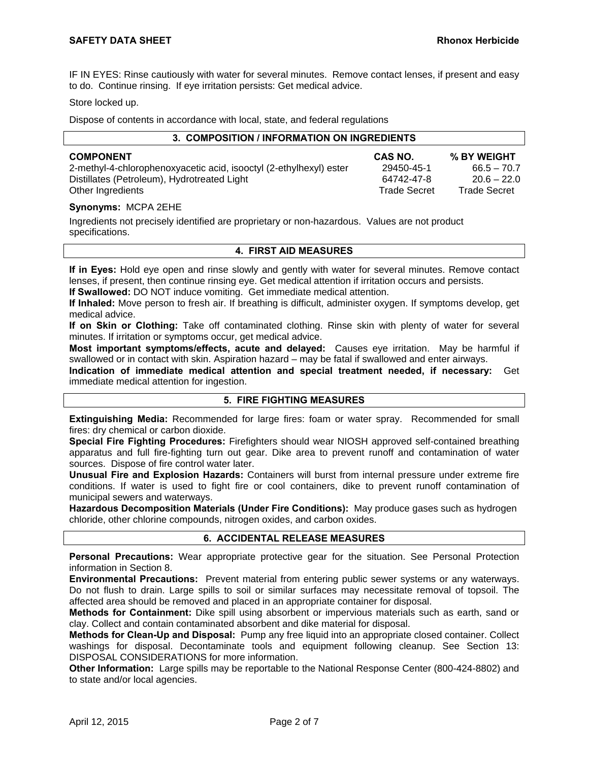IF IN EYES: Rinse cautiously with water for several minutes. Remove contact lenses, if present and easy to do. Continue rinsing. If eye irritation persists: Get medical advice.

Store locked up.

Dispose of contents in accordance with local, state, and federal regulations

## 3. COMPOSITION / INFORMATION ON INGREDIENTS

| COMPONENT | CAS NO. | % BY WEIGHT |
|---|---|---|
| 2-methyl-4-chlorophenoxyacetic acid, isooctyl (2-ethylhexyl) ester | 29450-45-1 | 66.5 – 70.7 |
| Distillates (Petroleum), Hydrotreated Light | 64742-47-8 | 20.6 – 22.0 |
| Other Ingredients | Trade Secret | Trade Secret |

**Synonyms:** MCPA 2EHE

Ingredients not precisely identified are proprietary or non-hazardous. Values are not product specifications.

## 4. FIRST AID MEASURES

**If in Eyes:** Hold eye open and rinse slowly and gently with water for several minutes. Remove contact lenses, if present, then continue rinsing eye. Get medical attention if irritation occurs and persists.

**If Swallowed:** DO NOT induce vomiting. Get immediate medical attention.

**If Inhaled:** Move person to fresh air. If breathing is difficult, administer oxygen. If symptoms develop, get medical advice.

**If on Skin or Clothing:** Take off contaminated clothing. Rinse skin with plenty of water for several minutes. If irritation or symptoms occur, get medical advice.

**Most important symptoms/effects, acute and delayed:** Causes eye irritation. May be harmful if swallowed or in contact with skin. Aspiration hazard – may be fatal if swallowed and enter airways.

**Indication of immediate medical attention and special treatment needed, if necessary:** Get immediate medical attention for ingestion.

## 5. FIRE FIGHTING MEASURES

**Extinguishing Media:** Recommended for large fires: foam or water spray. Recommended for small fires: dry chemical or carbon dioxide.

**Special Fire Fighting Procedures:** Firefighters should wear NIOSH approved self-contained breathing apparatus and full fire-fighting turn out gear. Dike area to prevent runoff and contamination of water sources. Dispose of fire control water later.

**Unusual Fire and Explosion Hazards:** Containers will burst from internal pressure under extreme fire conditions. If water is used to fight fire or cool containers, dike to prevent runoff contamination of municipal sewers and waterways.

**Hazardous Decomposition Materials (Under Fire Conditions):** May produce gases such as hydrogen chloride, other chlorine compounds, nitrogen oxides, and carbon oxides.

## 6. ACCIDENTAL RELEASE MEASURES

**Personal Precautions:** Wear appropriate protective gear for the situation. See Personal Protection information in Section 8.

**Environmental Precautions:** Prevent material from entering public sewer systems or any waterways. Do not flush to drain. Large spills to soil or similar surfaces may necessitate removal of topsoil. The affected area should be removed and placed in an appropriate container for disposal.

**Methods for Containment:** Dike spill using absorbent or impervious materials such as earth, sand or clay. Collect and contain contaminated absorbent and dike material for disposal.

**Methods for Clean-Up and Disposal:** Pump any free liquid into an appropriate closed container. Collect washings for disposal. Decontaminate tools and equipment following cleanup. See Section 13: DISPOSAL CONSIDERATIONS for more information.

**Other Information:** Large spills may be reportable to the National Response Center (800-424-8802) and to state and/or local agencies.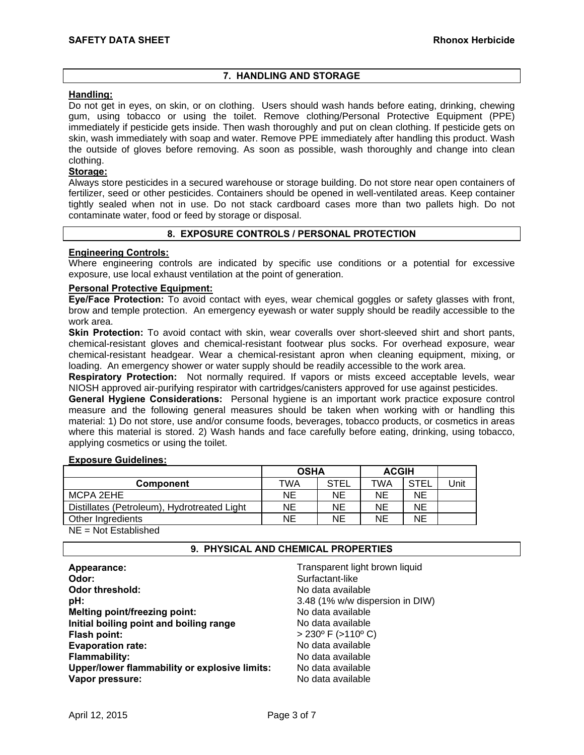## 7. HANDLING AND STORAGE

**Handling:**

Do not get in eyes, on skin, or on clothing. Users should wash hands before eating, drinking, chewing gum, using tobacco or using the toilet. Remove clothing/Personal Protective Equipment (PPE) immediately if pesticide gets inside. Then wash thoroughly and put on clean clothing. If pesticide gets on skin, wash immediately with soap and water. Remove PPE immediately after handling this product. Wash the outside of gloves before removing. As soon as possible, wash thoroughly and change into clean clothing.

**Storage:**

Always store pesticides in a secured warehouse or storage building. Do not store near open containers of fertilizer, seed or other pesticides. Containers should be opened in well-ventilated areas. Keep container tightly sealed when not in use. Do not stack cardboard cases more than two pallets high. Do not contaminate water, food or feed by storage or disposal.

## 8. EXPOSURE CONTROLS / PERSONAL PROTECTION

**Engineering Controls:**

Where engineering controls are indicated by specific use conditions or a potential for excessive exposure, use local exhaust ventilation at the point of generation.

**Personal Protective Equipment:**

**Eye/Face Protection:** To avoid contact with eyes, wear chemical goggles or safety glasses with front, brow and temple protection. An emergency eyewash or water supply should be readily accessible to the work area.

**Skin Protection:** To avoid contact with skin, wear coveralls over short-sleeved shirt and short pants, chemical-resistant gloves and chemical-resistant footwear plus socks. For overhead exposure, wear chemical-resistant headgear. Wear a chemical-resistant apron when cleaning equipment, mixing, or loading. An emergency shower or water supply should be readily accessible to the work area.

**Respiratory Protection:** Not normally required. If vapors or mists exceed acceptable levels, wear NIOSH approved air-purifying respirator with cartridges/canisters approved for use against pesticides.

**General Hygiene Considerations:** Personal hygiene is an important work practice exposure control measure and the following general measures should be taken when working with or handling this material: 1) Do not store, use and/or consume foods, beverages, tobacco products, or cosmetics in areas where this material is stored. 2) Wash hands and face carefully before eating, drinking, using tobacco, applying cosmetics or using the toilet.

**Exposure Guidelines:**

| | OSHA | | ACGIH | | |
|---|---|---|---|---|---|
| **Component** | TWA | STEL | TWA | STEL | Unit |
| MCPA 2EHE | NE | NE | NE | NE | |
| Distillates (Petroleum), Hydrotreated Light | NE | NE | NE | NE | |
| Other Ingredients | NE | NE | NE | NE | |

NE = Not Established

## 9. PHYSICAL AND CHEMICAL PROPERTIES

| | |
|---|---|
| **Appearance:** | Transparent light brown liquid |
| **Odor:** | Surfactant-like |
| **Odor threshold:** | No data available |
| **pH:** | 3.48 (1% w/w dispersion in DIW) |
| **Melting point/freezing point:** | No data available |
| **Initial boiling point and boiling range** | No data available |
| **Flash point:** | > 230º F (>110º C) |
| **Evaporation rate:** | No data available |
| **Flammability:** | No data available |
| **Upper/lower flammability or explosive limits:** | No data available |
| **Vapor pressure:** | No data available |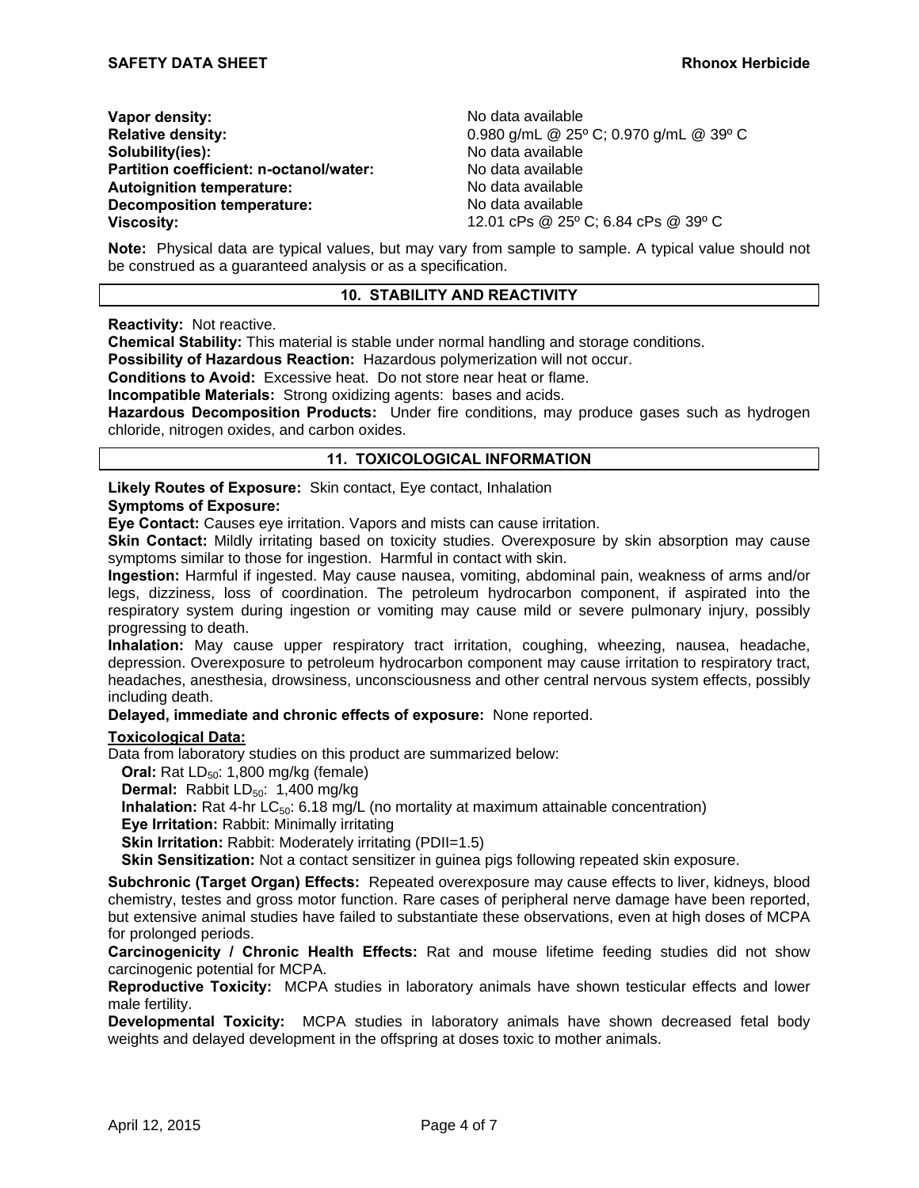| | |
|---|---|
| **Vapor density:** | No data available |
| **Relative density:** | 0.980 g/mL @ 25º C; 0.970 g/mL @ 39º C |
| **Solubility(ies):** | No data available |
| **Partition coefficient: n-octanol/water:** | No data available |
| **Autoignition temperature:** | No data available |
| **Decomposition temperature:** | No data available |
| **Viscosity:** | 12.01 cPs @ 25º C; 6.84 cPs @ 39º C |

**Note:** Physical data are typical values, but may vary from sample to sample. A typical value should not be construed as a guaranteed analysis or as a specification.

## 10. STABILITY AND REACTIVITY

**Reactivity:** Not reactive.

**Chemical Stability:** This material is stable under normal handling and storage conditions.

**Possibility of Hazardous Reaction:** Hazardous polymerization will not occur.

**Conditions to Avoid:** Excessive heat. Do not store near heat or flame.

**Incompatible Materials:** Strong oxidizing agents: bases and acids.

**Hazardous Decomposition Products:** Under fire conditions, may produce gases such as hydrogen chloride, nitrogen oxides, and carbon oxides.

## 11. TOXICOLOGICAL INFORMATION

**Likely Routes of Exposure:** Skin contact, Eye contact, Inhalation

**Symptoms of Exposure:**

**Eye Contact:** Causes eye irritation. Vapors and mists can cause irritation.

**Skin Contact:** Mildly irritating based on toxicity studies. Overexposure by skin absorption may cause symptoms similar to those for ingestion. Harmful in contact with skin.

**Ingestion:** Harmful if ingested. May cause nausea, vomiting, abdominal pain, weakness of arms and/or legs, dizziness, loss of coordination. The petroleum hydrocarbon component, if aspirated into the respiratory system during ingestion or vomiting may cause mild or severe pulmonary injury, possibly progressing to death.

**Inhalation:** May cause upper respiratory tract irritation, coughing, wheezing, nausea, headache, depression. Overexposure to petroleum hydrocarbon component may cause irritation to respiratory tract, headaches, anesthesia, drowsiness, unconsciousness and other central nervous system effects, possibly including death.

**Delayed, immediate and chronic effects of exposure:** None reported.

**Toxicological Data:**

Data from laboratory studies on this product are summarized below:

- **Oral:** Rat $LD_{50}$: 1,800 mg/kg (female)
- **Dermal:** Rabbit $LD_{50}$: 1,400 mg/kg
- **Inhalation:** Rat 4-hr $LC_{50}$: 6.18 mg/L (no mortality at maximum attainable concentration)
- **Eye Irritation:** Rabbit: Minimally irritating
- **Skin Irritation:** Rabbit: Moderately irritating (PDII=1.5)
- **Skin Sensitization:** Not a contact sensitizer in guinea pigs following repeated skin exposure.

**Subchronic (Target Organ) Effects:** Repeated overexposure may cause effects to liver, kidneys, blood chemistry, testes and gross motor function. Rare cases of peripheral nerve damage have been reported, but extensive animal studies have failed to substantiate these observations, even at high doses of MCPA for prolonged periods.

**Carcinogenicity / Chronic Health Effects:** Rat and mouse lifetime feeding studies did not show carcinogenic potential for MCPA.

**Reproductive Toxicity:** MCPA studies in laboratory animals have shown testicular effects and lower male fertility.

**Developmental Toxicity:** MCPA studies in laboratory animals have shown decreased fetal body weights and delayed development in the offspring at doses toxic to mother animals.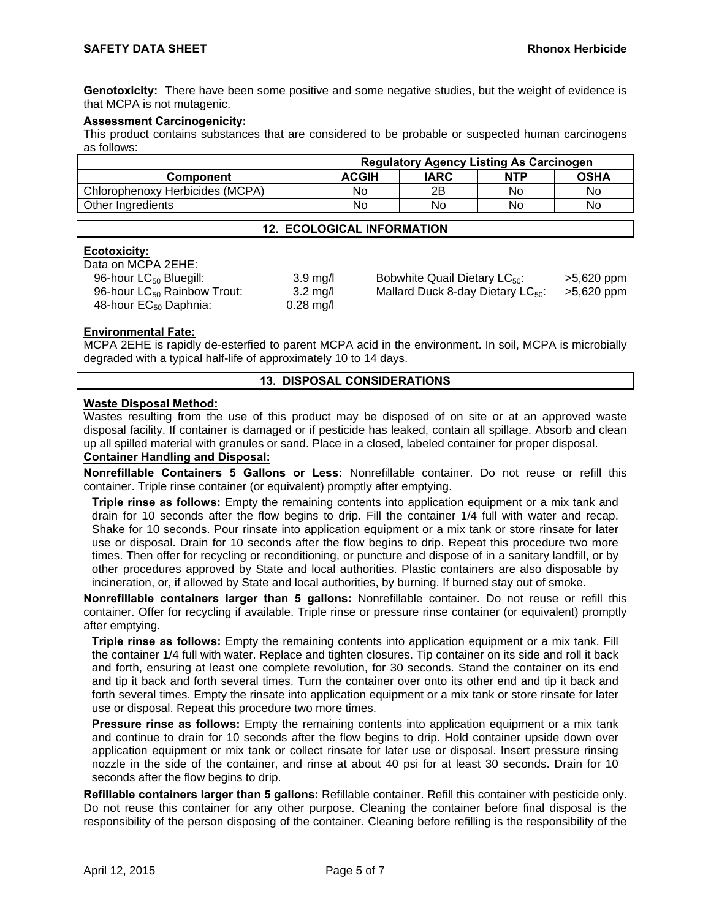**Genotoxicity:** There have been some positive and some negative studies, but the weight of evidence is that MCPA is not mutagenic.

**Assessment Carcinogenicity:**

This product contains substances that are considered to be probable or suspected human carcinogens as follows:

| | Regulatory Agency Listing As Carcinogen | | | |
|---|---|---|---|---|
| **Component** | **ACGIH** | **IARC** | **NTP** | **OSHA** |
| Chlorophenoxy Herbicides (MCPA) | No | 2B | No | No |
| Other Ingredients | No | No | No | No |

## 12. ECOLOGICAL INFORMATION

**Ecotoxicity:**

Data on MCPA 2EHE:

| | | | |
|---|---|---|---|
| 96-hour $LC_{50}$ Bluegill: | 3.9 mg/l | Bobwhite Quail Dietary $LC_{50}$: | >5,620 ppm |
| 96-hour $LC_{50}$ Rainbow Trout: | 3.2 mg/l | Mallard Duck 8-day Dietary $LC_{50}$: | >5,620 ppm |
| 48-hour $EC_{50}$ Daphnia: | 0.28 mg/l | | |

**Environmental Fate:**

MCPA 2EHE is rapidly de-esterfied to parent MCPA acid in the environment. In soil, MCPA is microbially degraded with a typical half-life of approximately 10 to 14 days.

## 13. DISPOSAL CONSIDERATIONS

**Waste Disposal Method:**

Wastes resulting from the use of this product may be disposed of on site or at an approved waste disposal facility. If container is damaged or if pesticide has leaked, contain all spillage. Absorb and clean up all spilled material with granules or sand. Place in a closed, labeled container for proper disposal.

**Container Handling and Disposal:**

**Nonrefillable Containers 5 Gallons or Less:** Nonrefillable container. Do not reuse or refill this container. Triple rinse container (or equivalent) promptly after emptying.

**Triple rinse as follows:** Empty the remaining contents into application equipment or a mix tank and drain for 10 seconds after the flow begins to drip. Fill the container 1/4 full with water and recap. Shake for 10 seconds. Pour rinsate into application equipment or a mix tank or store rinsate for later use or disposal. Drain for 10 seconds after the flow begins to drip. Repeat this procedure two more times. Then offer for recycling or reconditioning, or puncture and dispose of in a sanitary landfill, or by other procedures approved by State and local authorities. Plastic containers are also disposable by incineration, or, if allowed by State and local authorities, by burning. If burned stay out of smoke.

**Nonrefillable containers larger than 5 gallons:** Nonrefillable container. Do not reuse or refill this container. Offer for recycling if available. Triple rinse or pressure rinse container (or equivalent) promptly after emptying.

**Triple rinse as follows:** Empty the remaining contents into application equipment or a mix tank. Fill the container 1/4 full with water. Replace and tighten closures. Tip container on its side and roll it back and forth, ensuring at least one complete revolution, for 30 seconds. Stand the container on its end and tip it back and forth several times. Turn the container over onto its other end and tip it back and forth several times. Empty the rinsate into application equipment or a mix tank or store rinsate for later use or disposal. Repeat this procedure two more times.

**Pressure rinse as follows:** Empty the remaining contents into application equipment or a mix tank and continue to drain for 10 seconds after the flow begins to drip. Hold container upside down over application equipment or mix tank or collect rinsate for later use or disposal. Insert pressure rinsing nozzle in the side of the container, and rinse at about 40 psi for at least 30 seconds. Drain for 10 seconds after the flow begins to drip.

**Refillable containers larger than 5 gallons:** Refillable container. Refill this container with pesticide only. Do not reuse this container for any other purpose. Cleaning the container before final disposal is the responsibility of the person disposing of the container. Cleaning before refilling is the responsibility of the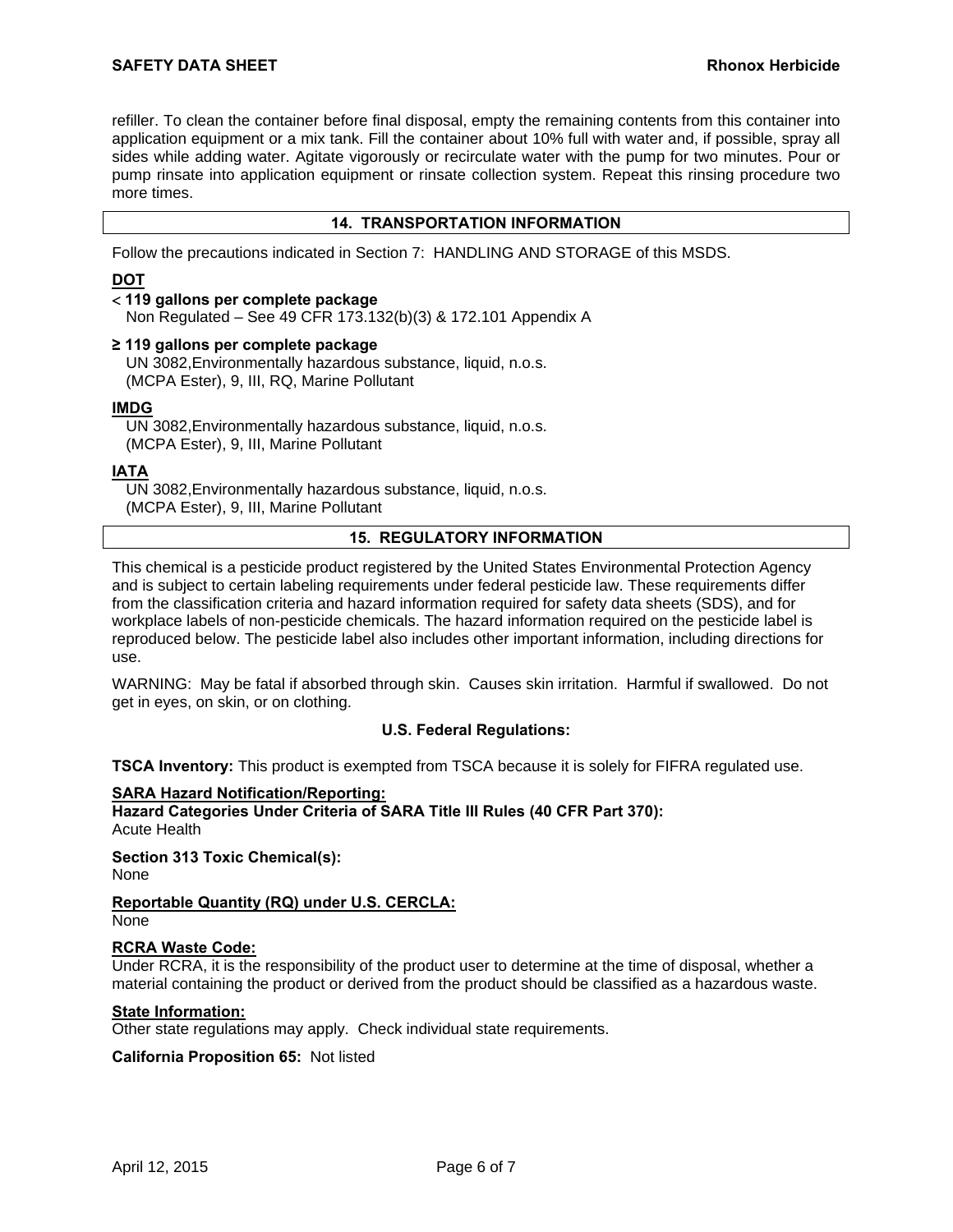refiller. To clean the container before final disposal, empty the remaining contents from this container into application equipment or a mix tank. Fill the container about 10% full with water and, if possible, spray all sides while adding water. Agitate vigorously or recirculate water with the pump for two minutes. Pour or pump rinsate into application equipment or rinsate collection system. Repeat this rinsing procedure two more times.

## 14. TRANSPORTATION INFORMATION

Follow the precautions indicated in Section 7: HANDLING AND STORAGE of this MSDS.

**DOT**

**< 119 gallons per complete package**
Non Regulated – See 49 CFR 173.132(b)(3) & 172.101 Appendix A

**≥ 119 gallons per complete package**
UN 3082,Environmentally hazardous substance, liquid, n.o.s. (MCPA Ester), 9, III, RQ, Marine Pollutant

**IMDG**
UN 3082,Environmentally hazardous substance, liquid, n.o.s. (MCPA Ester), 9, III, Marine Pollutant

**IATA**
UN 3082,Environmentally hazardous substance, liquid, n.o.s. (MCPA Ester), 9, III, Marine Pollutant

## 15. REGULATORY INFORMATION

This chemical is a pesticide product registered by the United States Environmental Protection Agency and is subject to certain labeling requirements under federal pesticide law. These requirements differ from the classification criteria and hazard information required for safety data sheets (SDS), and for workplace labels of non-pesticide chemicals. The hazard information required on the pesticide label is reproduced below. The pesticide label also includes other important information, including directions for use.

WARNING: May be fatal if absorbed through skin. Causes skin irritation. Harmful if swallowed. Do not get in eyes, on skin, or on clothing.

### U.S. Federal Regulations:

**TSCA Inventory:** This product is exempted from TSCA because it is solely for FIFRA regulated use.

**SARA Hazard Notification/Reporting:**
**Hazard Categories Under Criteria of SARA Title III Rules (40 CFR Part 370):**
Acute Health

**Section 313 Toxic Chemical(s):**
None

**Reportable Quantity (RQ) under U.S. CERCLA:**
None

**RCRA Waste Code:**
Under RCRA, it is the responsibility of the product user to determine at the time of disposal, whether a material containing the product or derived from the product should be classified as a hazardous waste.

**State Information:**
Other state regulations may apply. Check individual state requirements.

**California Proposition 65:** Not listed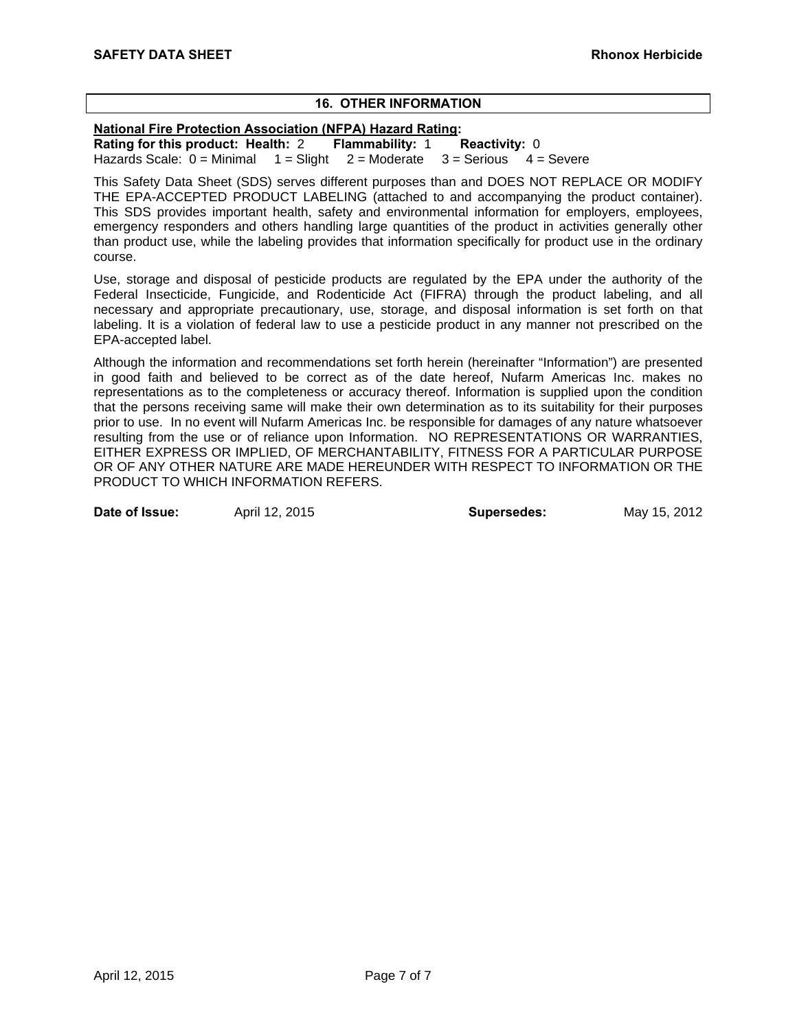## 16. OTHER INFORMATION

**National Fire Protection Association (NFPA) Hazard Rating:**

**Rating for this product: Health:** 2 **Flammability:** 1 **Reactivity:** 0

Hazards Scale: 0 = Minimal 1 = Slight 2 = Moderate 3 = Serious 4 = Severe

This Safety Data Sheet (SDS) serves different purposes than and DOES NOT REPLACE OR MODIFY THE EPA-ACCEPTED PRODUCT LABELING (attached to and accompanying the product container). This SDS provides important health, safety and environmental information for employers, employees, emergency responders and others handling large quantities of the product in activities generally other than product use, while the labeling provides that information specifically for product use in the ordinary course.

Use, storage and disposal of pesticide products are regulated by the EPA under the authority of the Federal Insecticide, Fungicide, and Rodenticide Act (FIFRA) through the product labeling, and all necessary and appropriate precautionary, use, storage, and disposal information is set forth on that labeling. It is a violation of federal law to use a pesticide product in any manner not prescribed on the EPA-accepted label.

Although the information and recommendations set forth herein (hereinafter "Information") are presented in good faith and believed to be correct as of the date hereof, Nufarm Americas Inc. makes no representations as to the completeness or accuracy thereof. Information is supplied upon the condition that the persons receiving same will make their own determination as to its suitability for their purposes prior to use. In no event will Nufarm Americas Inc. be responsible for damages of any nature whatsoever resulting from the use or of reliance upon Information. NO REPRESENTATIONS OR WARRANTIES, EITHER EXPRESS OR IMPLIED, OF MERCHANTABILITY, FITNESS FOR A PARTICULAR PURPOSE OR OF ANY OTHER NATURE ARE MADE HEREUNDER WITH RESPECT TO INFORMATION OR THE PRODUCT TO WHICH INFORMATION REFERS.

**Date of Issue:** April 12, 2015 **Supersedes:** May 15, 2012